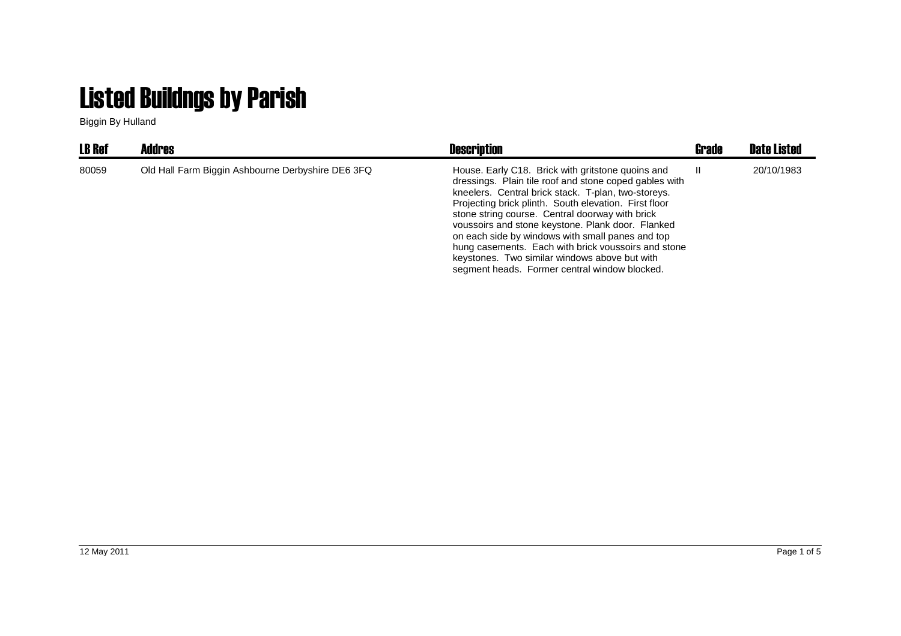# Listed Buildngs by Parish

Biggin By Hulland

| LB Ref | Addres | Description | Grade | Date Listed |
|---|---|---|---|---|
| 80059 | Old Hall Farm Biggin Ashbourne Derbyshire DE6 3FQ | House. Early C18. Brick with gritstone quoins and dressings. Plain tile roof and stone coped gables with kneelers. Central brick stack. T-plan, two-storeys. Projecting brick plinth. South elevation. First floor stone string course. Central doorway with brick voussoirs and stone keystone. Plank door. Flanked on each side by windows with small panes and top hung casements. Each with brick voussoirs and stone keystones. Two similar windows above but with segment heads. Former central window blocked. | II | 20/10/1983 |

12 May 2011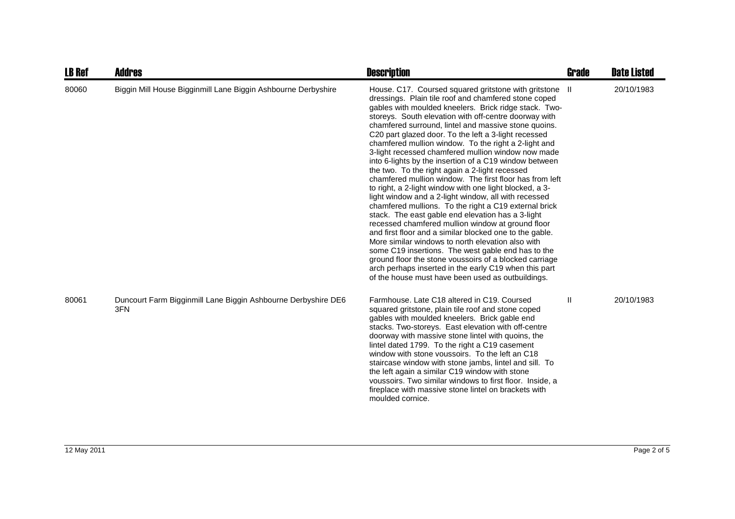| LB Ref | Addres | Description | Grade | Date Listed |
|---|---|---|---|---|
| 80060 | Biggin Mill House Bigginmill Lane Biggin Ashbourne Derbyshire | House. C17. Coursed squared gritstone with gritstone dressings. Plain tile roof and chamfered stone coped gables with moulded kneelers. Brick ridge stack. Two-storeys. South elevation with off-centre doorway with chamfered surround, lintel and massive stone quoins. C20 part glazed door. To the left a 3-light recessed chamfered mullion window. To the right a 2-light and 3-light recessed chamfered mullion window now made into 6-lights by the insertion of a C19 window between the two. To the right again a 2-light recessed chamfered mullion window. The first floor has from left to right, a 2-light window with one light blocked, a 3-light window and a 2-light window, all with recessed chamfered mullions. To the right a C19 external brick stack. The east gable end elevation has a 3-light recessed chamfered mullion window at ground floor and first floor and a similar blocked one to the gable. More similar windows to north elevation also with some C19 insertions. The west gable end has to the ground floor the stone voussoirs of a blocked carriage arch perhaps inserted in the early C19 when this part of the house must have been used as outbuildings. | II | 20/10/1983 |
| 80061 | Duncourt Farm Bigginmill Lane Biggin Ashbourne Derbyshire DE6 3FN | Farmhouse. Late C18 altered in C19. Coursed squared gritstone, plain tile roof and stone coped gables with moulded kneelers. Brick gable end stacks. Two-storeys. East elevation with off-centre doorway with massive stone lintel with quoins, the lintel dated 1799. To the right a C19 casement window with stone voussoirs. To the left an C18 staircase window with stone jambs, lintel and sill. To the left again a similar C19 window with stone voussoirs. Two similar windows to first floor. Inside, a fireplace with massive stone lintel on brackets with moulded cornice. | II | 20/10/1983 |

12 May 2011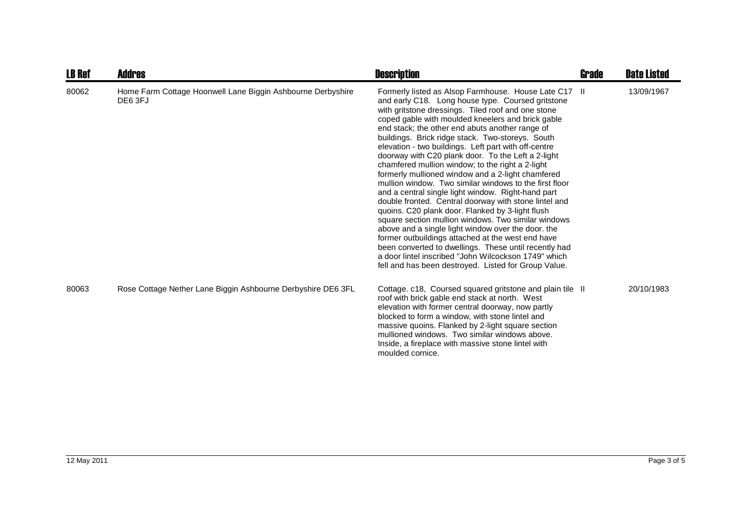| LB Ref | Addres | Description | Grade | Date Listed |
|---|---|---|---|---|
| 80062 | Home Farm Cottage Hoonwell Lane Biggin Ashbourne Derbyshire DE6 3FJ | Formerly listed as Alsop Farmhouse. House Late C17 and early C18. Long house type. Coursed gritstone with gritstone dressings. Tiled roof and one stone coped gable with moulded kneelers and brick gable end stack; the other end abuts another range of buildings. Brick ridge stack. Two-storeys. South elevation - two buildings. Left part with off-centre doorway with C20 plank door. To the Left a 2-light chamfered mullion window; to the right a 2-light formerly mullioned window and a 2-light chamfered mullion window. Two similar windows to the first floor and a central single light window. Right-hand part double fronted. Central doorway with stone lintel and quoins. C20 plank door. Flanked by 3-light flush square section mullion windows. Two similar windows above and a single light window over the door. the former outbuildings attached at the west end have been converted to dwellings. These until recently had a door lintel inscribed "John Wilcockson 1749" which fell and has been destroyed. Listed for Group Value. | II | 13/09/1967 |
| 80063 | Rose Cottage Nether Lane Biggin Ashbourne Derbyshire DE6 3FL | Cottage. c18, Coursed squared gritstone and plain tile roof with brick gable end stack at north. West elevation with former central doorway, now partly blocked to form a window, with stone lintel and massive quoins. Flanked by 2-light square section mullioned windows. Two similar windows above. Inside, a fireplace with massive stone lintel with moulded cornice. | II | 20/10/1983 |

12 May 2011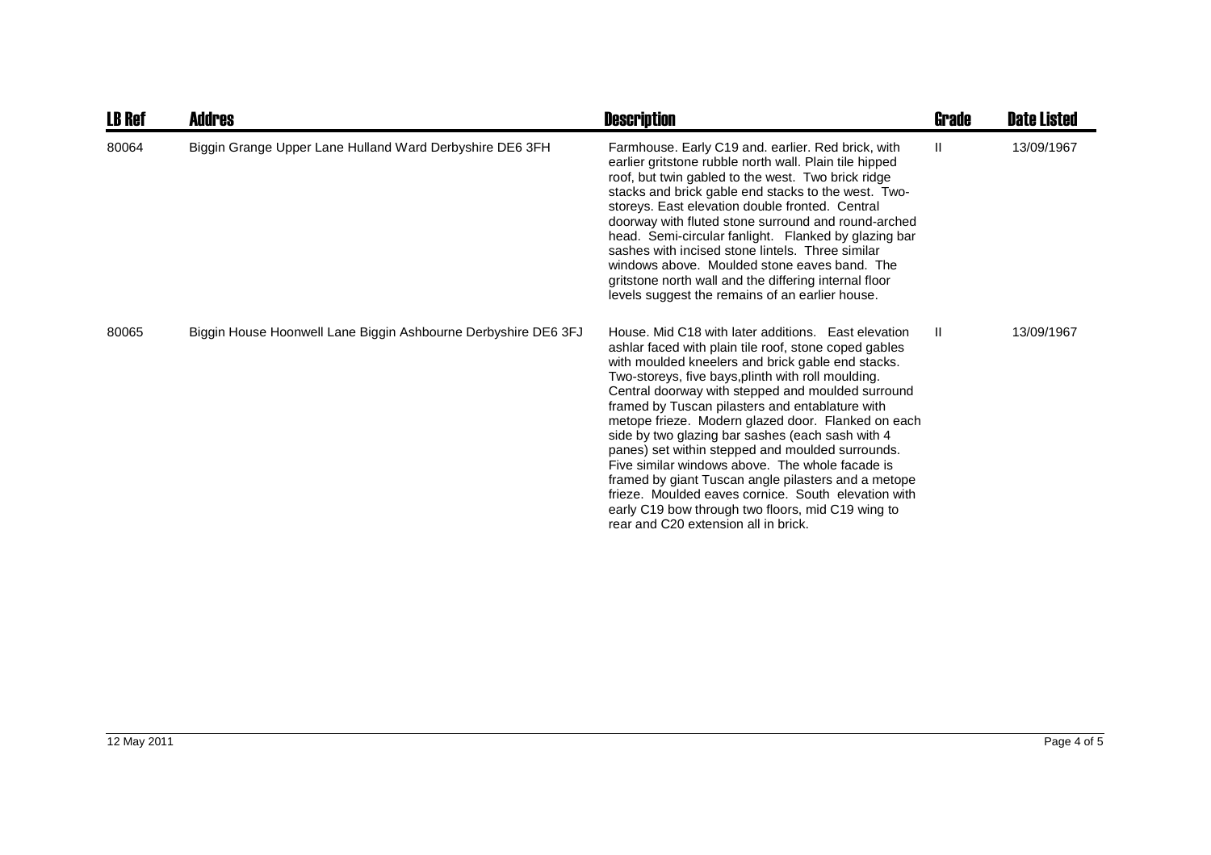| LB Ref | Addres | Description | Grade | Date Listed |
|---|---|---|---|---|
| 80064 | Biggin Grange Upper Lane Hulland Ward Derbyshire DE6 3FH | Farmhouse. Early C19 and. earlier. Red brick, with earlier gritstone rubble north wall. Plain tile hipped roof, but twin gabled to the west. Two brick ridge stacks and brick gable end stacks to the west. Two-storeys. East elevation double fronted. Central doorway with fluted stone surround and round-arched head. Semi-circular fanlight. Flanked by glazing bar sashes with incised stone lintels. Three similar windows above. Moulded stone eaves band. The gritstone north wall and the differing internal floor levels suggest the remains of an earlier house. | II | 13/09/1967 |
| 80065 | Biggin House Hoonwell Lane Biggin Ashbourne Derbyshire DE6 3FJ | House. Mid C18 with later additions. East elevation ashlar faced with plain tile roof, stone coped gables with moulded kneelers and brick gable end stacks. Two-storeys, five bays,plinth with roll moulding. Central doorway with stepped and moulded surround framed by Tuscan pilasters and entablature with metope frieze. Modern glazed door. Flanked on each side by two glazing bar sashes (each sash with 4 panes) set within stepped and moulded surrounds. Five similar windows above. The whole facade is framed by giant Tuscan angle pilasters and a metope frieze. Moulded eaves cornice. South elevation with early C19 bow through two floors, mid C19 wing to rear and C20 extension all in brick. | II | 13/09/1967 |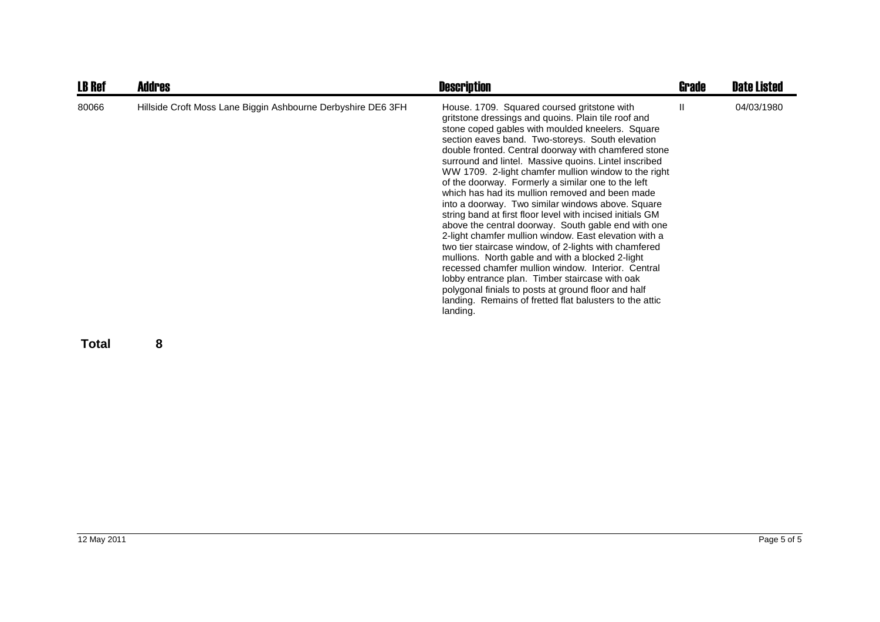| LB Ref | Addres | Description | Grade | Date Listed |
| --- | --- | --- | --- | --- |
| 80066 | Hillside Croft Moss Lane Biggin Ashbourne Derbyshire DE6 3FH | House. 1709. Squared coursed gritstone with gritstone dressings and quoins. Plain tile roof and stone coped gables with moulded kneelers. Square section eaves band. Two-storeys. South elevation double fronted. Central doorway with chamfered stone surround and lintel. Massive quoins. Lintel inscribed WW 1709. 2-light chamfer mullion window to the right of the doorway. Formerly a similar one to the left which has had its mullion removed and been made into a doorway. Two similar windows above. Square string band at first floor level with incised initials GM above the central doorway. South gable end with one 2-light chamfer mullion window. East elevation with a two tier staircase window, of 2-lights with chamfered mullions. North gable and with a blocked 2-light recessed chamfer mullion window. Interior. Central lobby entrance plan. Timber staircase with oak polygonal finials to posts at ground floor and half landing. Remains of fretted flat balusters to the attic landing. | II | 04/03/1980 |

**Total** **8**

12 May 2011